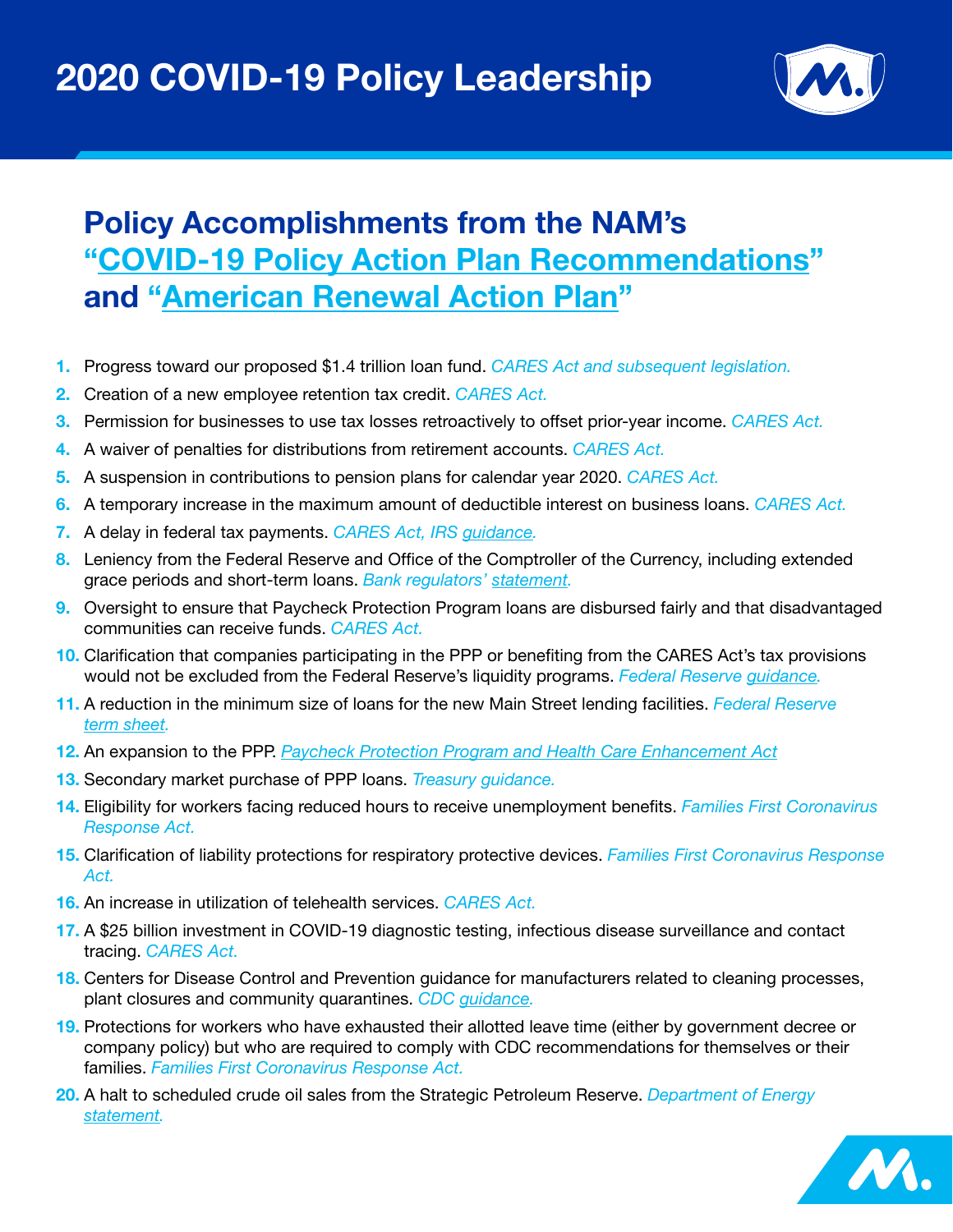# 2020 COVID-19 Policy Leadership

## Policy Accomplishments from the NAM's "COVID-19 Policy Action Plan Recommendations" and "American Renewal Action Plan"

1. Progress toward our proposed $1.4 trillion loan fund. *CARES Act and subsequent legislation.*
2. Creation of a new employee retention tax credit. *CARES Act.*
3. Permission for businesses to use tax losses retroactively to offset prior-year income. *CARES Act.*
4. A waiver of penalties for distributions from retirement accounts. *CARES Act.*
5. A suspension in contributions to pension plans for calendar year 2020. *CARES Act.*
6. A temporary increase in the maximum amount of deductible interest on business loans. *CARES Act.*
7. A delay in federal tax payments. *CARES Act, IRS guidance.*
8. Leniency from the Federal Reserve and Office of the Comptroller of the Currency, including extended grace periods and short-term loans. *Bank regulators' statement.*
9. Oversight to ensure that Paycheck Protection Program loans are disbursed fairly and that disadvantaged communities can receive funds. *CARES Act.*
10. Clarification that companies participating in the PPP or benefiting from the CARES Act's tax provisions would not be excluded from the Federal Reserve's liquidity programs. *Federal Reserve guidance.*
11. A reduction in the minimum size of loans for the new Main Street lending facilities. *Federal Reserve term sheet.*
12. An expansion to the PPP. *Paycheck Protection Program and Health Care Enhancement Act*
13. Secondary market purchase of PPP loans. *Treasury guidance.*
14. Eligibility for workers facing reduced hours to receive unemployment benefits. *Families First Coronavirus Response Act.*
15. Clarification of liability protections for respiratory protective devices. *Families First Coronavirus Response Act.*
16. An increase in utilization of telehealth services. *CARES Act.*
17. A $25 billion investment in COVID-19 diagnostic testing, infectious disease surveillance and contact tracing. *CARES Act.*
18. Centers for Disease Control and Prevention guidance for manufacturers related to cleaning processes, plant closures and community quarantines. *CDC guidance.*
19. Protections for workers who have exhausted their allotted leave time (either by government decree or company policy) but who are required to comply with CDC recommendations for themselves or their families. *Families First Coronavirus Response Act.*
20. A halt to scheduled crude oil sales from the Strategic Petroleum Reserve. *Department of Energy statement.*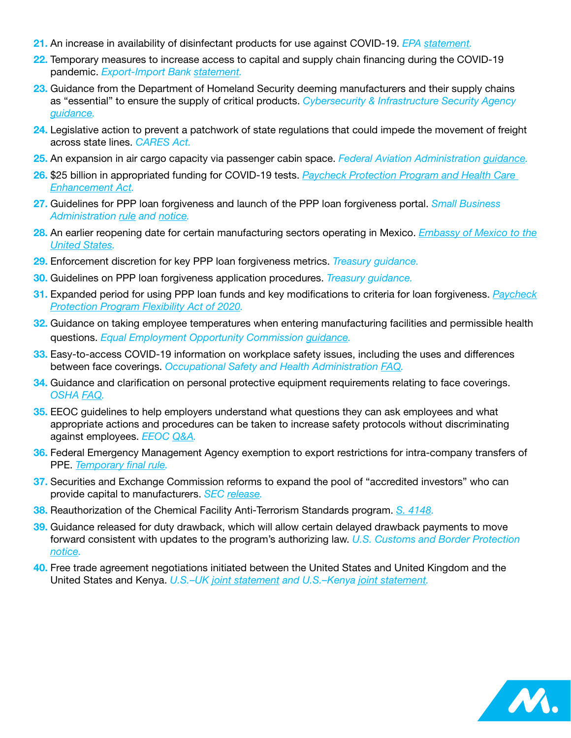21. An increase in availability of disinfectant products for use against COVID-19. *EPA statement.*
22. Temporary measures to increase access to capital and supply chain financing during the COVID-19 pandemic. *Export-Import Bank statement.*
23. Guidance from the Department of Homeland Security deeming manufacturers and their supply chains as "essential" to ensure the supply of critical products. *Cybersecurity & Infrastructure Security Agency guidance.*
24. Legislative action to prevent a patchwork of state regulations that could impede the movement of freight across state lines. *CARES Act.*
25. An expansion in air cargo capacity via passenger cabin space. *Federal Aviation Administration guidance.*
26. $25 billion in appropriated funding for COVID-19 tests. *Paycheck Protection Program and Health Care Enhancement Act.*
27. Guidelines for PPP loan forgiveness and launch of the PPP loan forgiveness portal. *Small Business Administration rule and notice.*
28. An earlier reopening date for certain manufacturing sectors operating in Mexico. *Embassy of Mexico to the United States.*
29. Enforcement discretion for key PPP loan forgiveness metrics. *Treasury guidance.*
30. Guidelines on PPP loan forgiveness application procedures. *Treasury guidance.*
31. Expanded period for using PPP loan funds and key modifications to criteria for loan forgiveness. *Paycheck Protection Program Flexibility Act of 2020.*
32. Guidance on taking employee temperatures when entering manufacturing facilities and permissible health questions. *Equal Employment Opportunity Commission guidance.*
33. Easy-to-access COVID-19 information on workplace safety issues, including the uses and differences between face coverings. *Occupational Safety and Health Administration FAQ.*
34. Guidance and clarification on personal protective equipment requirements relating to face coverings. *OSHA FAQ.*
35. EEOC guidelines to help employers understand what questions they can ask employees and what appropriate actions and procedures can be taken to increase safety protocols without discriminating against employees. *EEOC Q&A.*
36. Federal Emergency Management Agency exemption to export restrictions for intra-company transfers of PPE. *Temporary final rule.*
37. Securities and Exchange Commission reforms to expand the pool of "accredited investors" who can provide capital to manufacturers. *SEC release.*
38. Reauthorization of the Chemical Facility Anti-Terrorism Standards program. *S. 4148.*
39. Guidance released for duty drawback, which will allow certain delayed drawback payments to move forward consistent with updates to the program's authorizing law. *U.S. Customs and Border Protection notice.*
40. Free trade agreement negotiations initiated between the United States and United Kingdom and the United States and Kenya. *U.S.–UK joint statement and U.S.–Kenya joint statement.*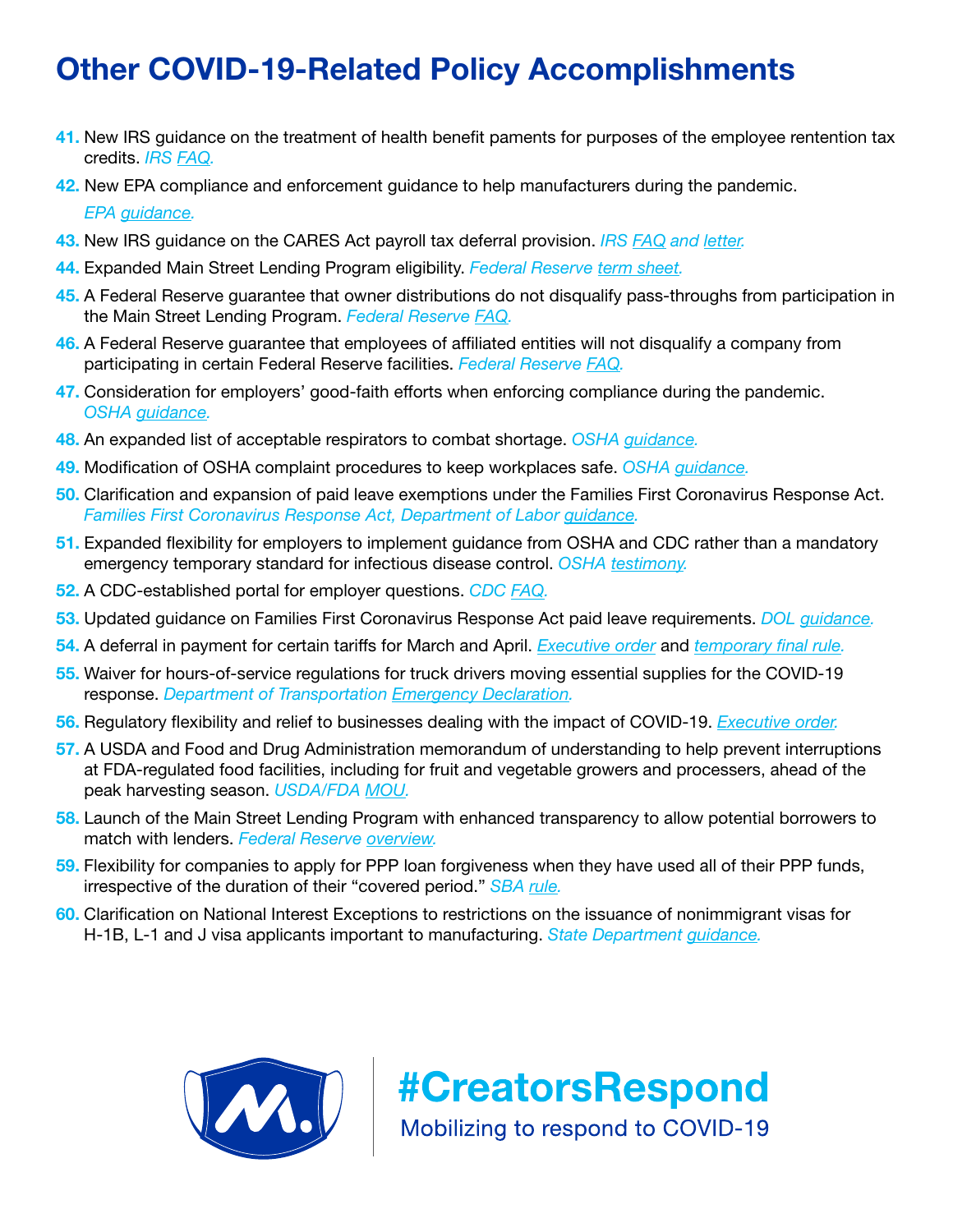# Other COVID-19-Related Policy Accomplishments

41. New IRS guidance on the treatment of health benefit paments for purposes of the employee rentention tax credits. *IRS FAQ.*
42. New EPA compliance and enforcement guidance to help manufacturers during the pandemic. *EPA guidance.*
43. New IRS guidance on the CARES Act payroll tax deferral provision. *IRS FAQ and letter.*
44. Expanded Main Street Lending Program eligibility. *Federal Reserve term sheet.*
45. A Federal Reserve guarantee that owner distributions do not disqualify pass-throughs from participation in the Main Street Lending Program. *Federal Reserve FAQ.*
46. A Federal Reserve guarantee that employees of affiliated entities will not disqualify a company from participating in certain Federal Reserve facilities. *Federal Reserve FAQ.*
47. Consideration for employers' good-faith efforts when enforcing compliance during the pandemic. *OSHA guidance.*
48. An expanded list of acceptable respirators to combat shortage. *OSHA guidance.*
49. Modification of OSHA complaint procedures to keep workplaces safe. *OSHA guidance.*
50. Clarification and expansion of paid leave exemptions under the Families First Coronavirus Response Act. *Families First Coronavirus Response Act, Department of Labor guidance.*
51. Expanded flexibility for employers to implement guidance from OSHA and CDC rather than a mandatory emergency temporary standard for infectious disease control. *OSHA testimony.*
52. A CDC-established portal for employer questions. *CDC FAQ.*
53. Updated guidance on Families First Coronavirus Response Act paid leave requirements. *DOL guidance.*
54. A deferral in payment for certain tariffs for March and April. *Executive order* and *temporary final rule.*
55. Waiver for hours-of-service regulations for truck drivers moving essential supplies for the COVID-19 response. *Department of Transportation Emergency Declaration.*
56. Regulatory flexibility and relief to businesses dealing with the impact of COVID-19. *Executive order.*
57. A USDA and Food and Drug Administration memorandum of understanding to help prevent interruptions at FDA-regulated food facilities, including for fruit and vegetable growers and processers, ahead of the peak harvesting season. *USDA/FDA MOU.*
58. Launch of the Main Street Lending Program with enhanced transparency to allow potential borrowers to match with lenders. *Federal Reserve overview.*
59. Flexibility for companies to apply for PPP loan forgiveness when they have used all of their PPP funds, irrespective of the duration of their "covered period." *SBA rule.*
60. Clarification on National Interest Exceptions to restrictions on the issuance of nonimmigrant visas for H-1B, L-1 and J visa applicants important to manufacturing. *State Department guidance.*

**#CreatorsRespond**

Mobilizing to respond to COVID-19